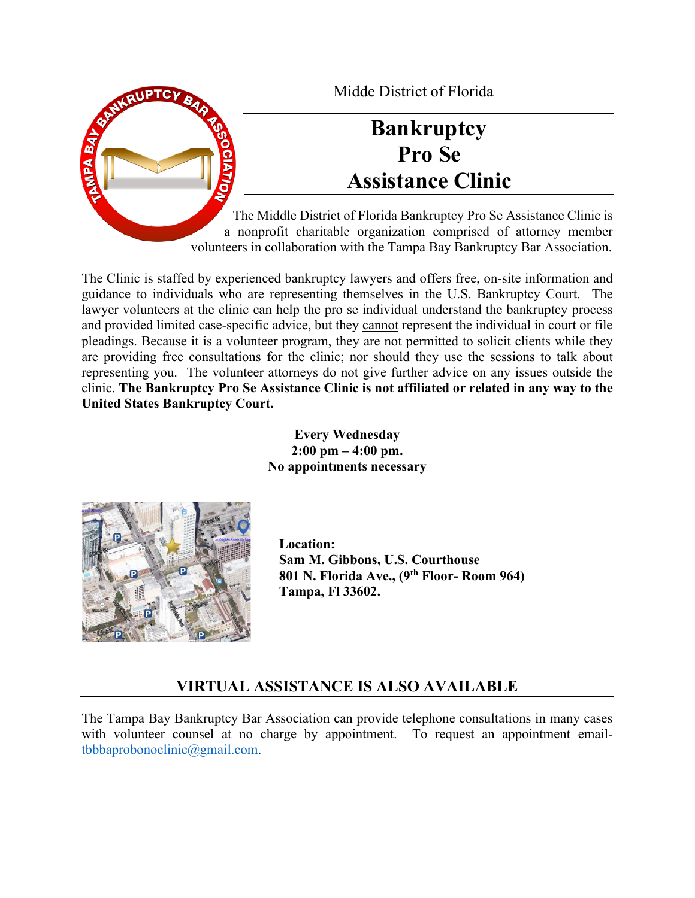Midde District of Florida

# Bankruptcy Pro Se Assistance Clinic

The Middle District of Florida Bankruptcy Pro Se Assistance Clinic is a nonprofit charitable organization comprised of attorney member volunteers in collaboration with the Tampa Bay Bankruptcy Bar Association.

The Clinic is staffed by experienced bankruptcy lawyers and offers free, on-site information and guidance to individuals who are representing themselves in the U.S. Bankruptcy Court. The lawyer volunteers at the clinic can help the pro se individual understand the bankruptcy process and provided limited case-specific advice, but they cannot represent the individual in court or file pleadings. Because it is a volunteer program, they are not permitted to solicit clients while they are providing free consultations for the clinic; nor should they use the sessions to talk about representing you. The volunteer attorneys do not give further advice on any issues outside the clinic. **The Bankruptcy Pro Se Assistance Clinic is not affiliated or related in any way to the United States Bankruptcy Court.**

**Every Wednesday**
**2:00 pm – 4:00 pm.**
**No appointments necessary**

**Location:**
**Sam M. Gibbons, U.S. Courthouse**
**801 N. Florida Ave., (9th Floor- Room 964)**
**Tampa, Fl 33602.**

## VIRTUAL ASSISTANCE IS ALSO AVAILABLE

The Tampa Bay Bankruptcy Bar Association can provide telephone consultations in many cases with volunteer counsel at no charge by appointment. To request an appointment email- tbbbaprobonoclinic@gmail.com.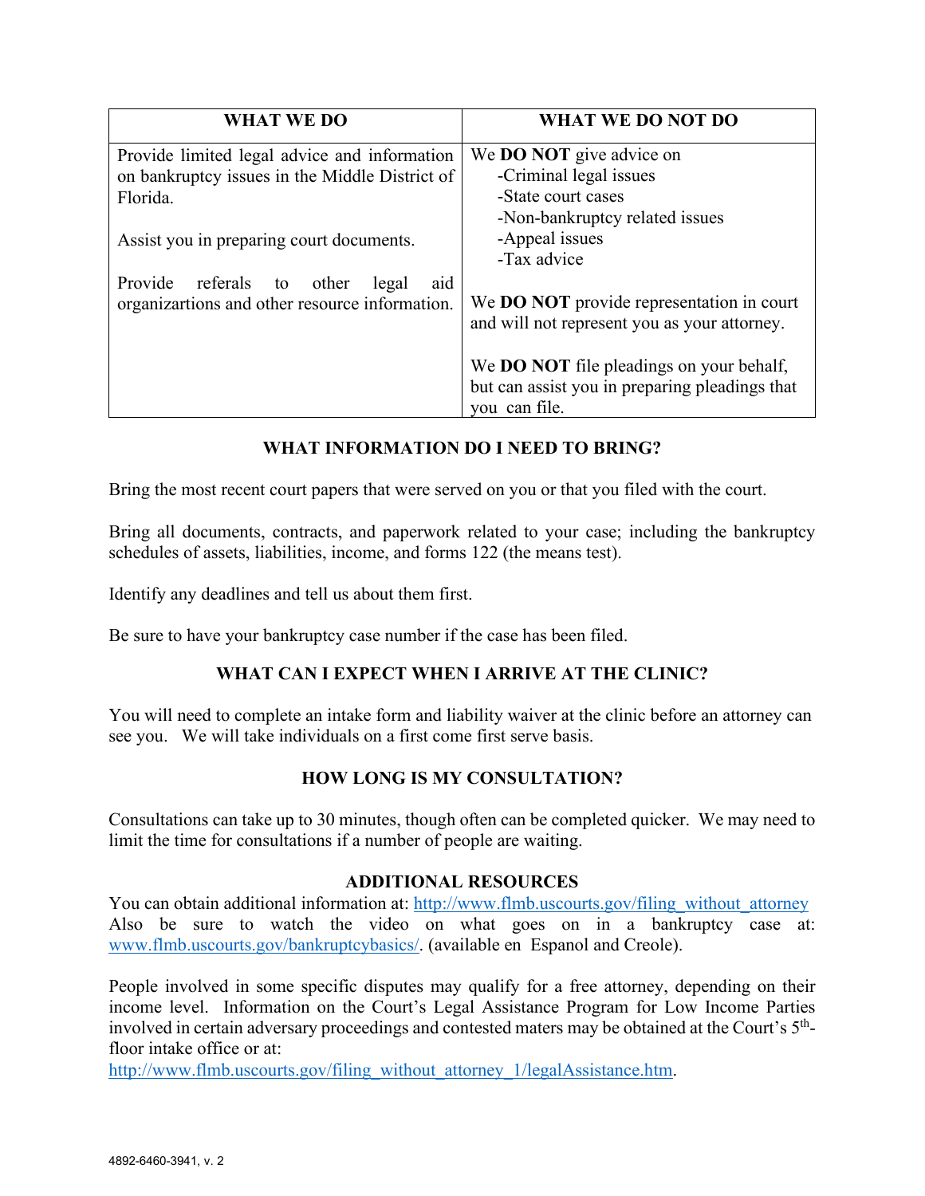| WHAT WE DO | WHAT WE DO NOT DO |
|---|---|
| Provide limited legal advice and information on bankruptcy issues in the Middle District of Florida.<br><br>Assist you in preparing court documents.<br><br>Provide referals to other legal aid organizartions and other resource information. | We **DO NOT** give advice on<br>-Criminal legal issues<br>-State court cases<br>-Non-bankruptcy related issues<br>-Appeal issues<br>-Tax advice<br><br>We **DO NOT** provide representation in court and will not represent you as your attorney.<br><br>We **DO NOT** file pleadings on your behalf, but can assist you in preparing pleadings that you can file. |

## WHAT INFORMATION DO I NEED TO BRING?

Bring the most recent court papers that were served on you or that you filed with the court.

Bring all documents, contracts, and paperwork related to your case; including the bankruptcy schedules of assets, liabilities, income, and forms 122 (the means test).

Identify any deadlines and tell us about them first.

Be sure to have your bankruptcy case number if the case has been filed.

## WHAT CAN I EXPECT WHEN I ARRIVE AT THE CLINIC?

You will need to complete an intake form and liability waiver at the clinic before an attorney can see you. We will take individuals on a first come first serve basis.

## HOW LONG IS MY CONSULTATION?

Consultations can take up to 30 minutes, though often can be completed quicker. We may need to limit the time for consultations if a number of people are waiting.

## ADDITIONAL RESOURCES

You can obtain additional information at: http://www.flmb.uscourts.gov/filing_without_attorney
Also be sure to watch the video on what goes on in a bankruptcy case at: www.flmb.uscourts.gov/bankruptcybasics/. (available en Espanol and Creole).

People involved in some specific disputes may qualify for a free attorney, depending on their income level. Information on the Court's Legal Assistance Program for Low Income Parties involved in certain adversary proceedings and contested maters may be obtained at the Court's 5th-floor intake office or at:
http://www.flmb.uscourts.gov/filing_without_attorney_1/legalAssistance.htm.

4892-6460-3941, v. 2